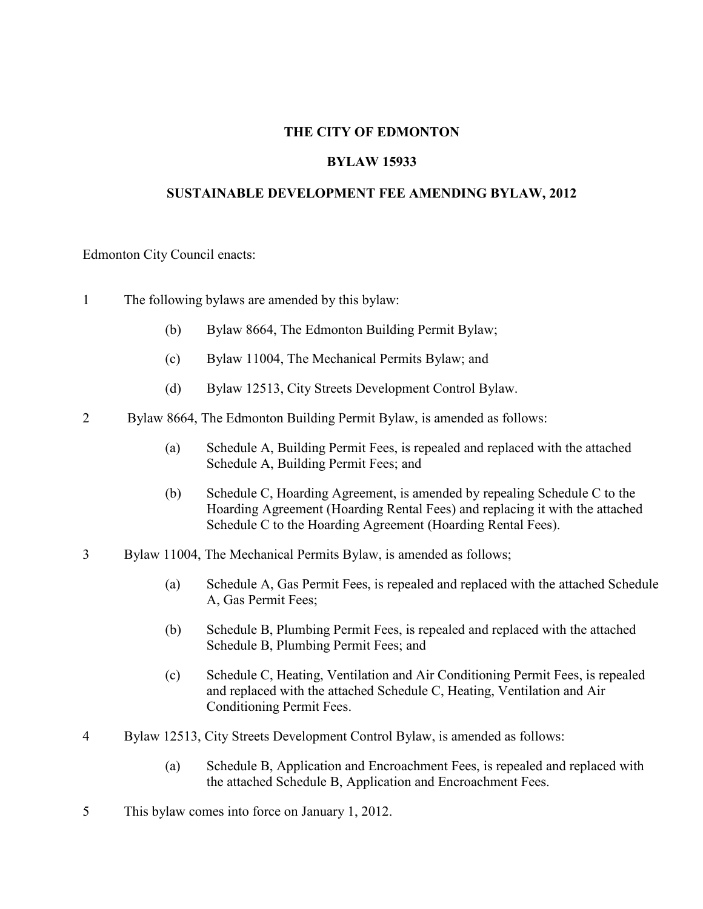# THE CITY OF EDMONTON

## BYLAW 15933

## SUSTAINABLE DEVELOPMENT FEE AMENDING BYLAW, 2012

Edmonton City Council enacts:

1 The following bylaws are amended by this bylaw:

   (b) Bylaw 8664, The Edmonton Building Permit Bylaw;

   (c) Bylaw 11004, The Mechanical Permits Bylaw; and

   (d) Bylaw 12513, City Streets Development Control Bylaw.

2 Bylaw 8664, The Edmonton Building Permit Bylaw, is amended as follows:

   (a) Schedule A, Building Permit Fees, is repealed and replaced with the attached Schedule A, Building Permit Fees; and

   (b) Schedule C, Hoarding Agreement, is amended by repealing Schedule C to the Hoarding Agreement (Hoarding Rental Fees) and replacing it with the attached Schedule C to the Hoarding Agreement (Hoarding Rental Fees).

3 Bylaw 11004, The Mechanical Permits Bylaw, is amended as follows;

   (a) Schedule A, Gas Permit Fees, is repealed and replaced with the attached Schedule A, Gas Permit Fees;

   (b) Schedule B, Plumbing Permit Fees, is repealed and replaced with the attached Schedule B, Plumbing Permit Fees; and

   (c) Schedule C, Heating, Ventilation and Air Conditioning Permit Fees, is repealed and replaced with the attached Schedule C, Heating, Ventilation and Air Conditioning Permit Fees.

4 Bylaw 12513, City Streets Development Control Bylaw, is amended as follows:

   (a) Schedule B, Application and Encroachment Fees, is repealed and replaced with the attached Schedule B, Application and Encroachment Fees.

5 This bylaw comes into force on January 1, 2012.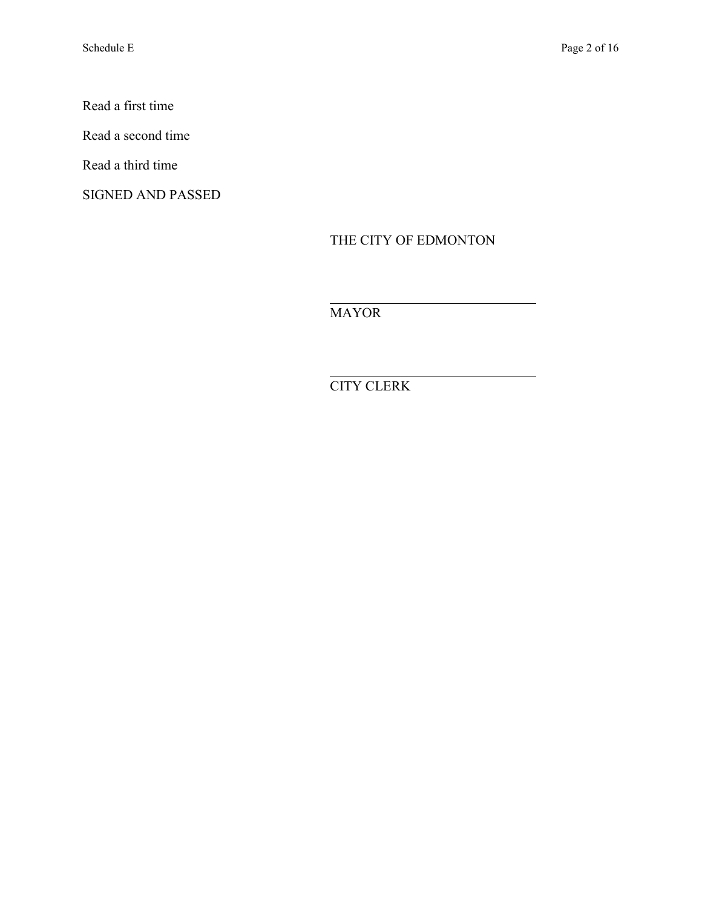Read a first time

Read a second time

Read a third time

SIGNED AND PASSED

THE CITY OF EDMONTON

\_\_\_\_\_\_\_\_\_\_\_\_\_\_\_\_\_\_\_\_\_\_\_\_\_\_\_\_\_\_
MAYOR

\_\_\_\_\_\_\_\_\_\_\_\_\_\_\_\_\_\_\_\_\_\_\_\_\_\_\_\_\_\_
CITY CLERK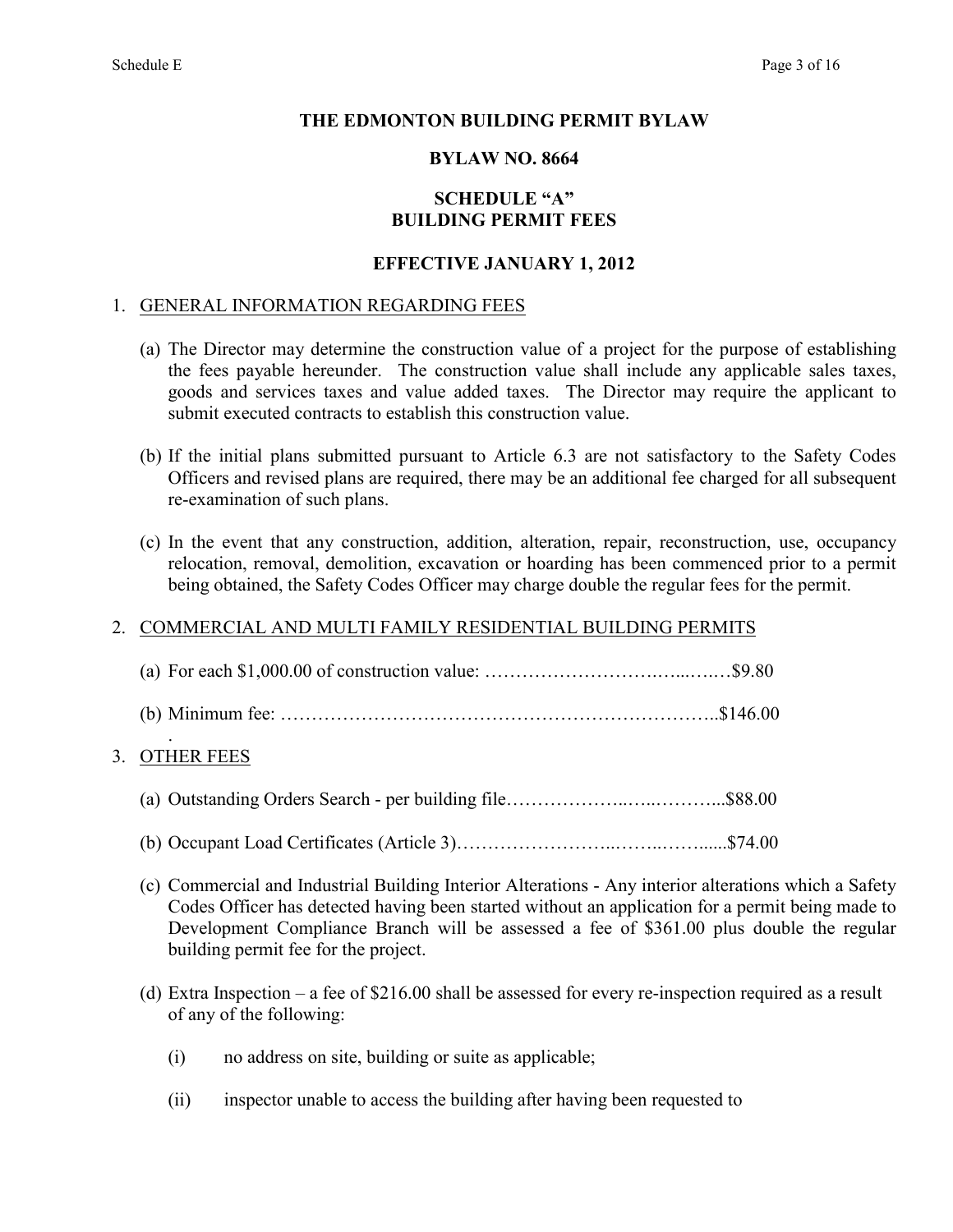# THE EDMONTON BUILDING PERMIT BYLAW

## BYLAW NO. 8664

## SCHEDULE "A"
## BUILDING PERMIT FEES

### EFFECTIVE JANUARY 1, 2012

1. GENERAL INFORMATION REGARDING FEES

   (a) The Director may determine the construction value of a project for the purpose of establishing the fees payable hereunder. The construction value shall include any applicable sales taxes, goods and services taxes and value added taxes. The Director may require the applicant to submit executed contracts to establish this construction value.

   (b) If the initial plans submitted pursuant to Article 6.3 are not satisfactory to the Safety Codes Officers and revised plans are required, there may be an additional fee charged for all subsequent re-examination of such plans.

   (c) In the event that any construction, addition, alteration, repair, reconstruction, use, occupancy relocation, removal, demolition, excavation or hoarding has been commenced prior to a permit being obtained, the Safety Codes Officer may charge double the regular fees for the permit.

2. COMMERCIAL AND MULTI FAMILY RESIDENTIAL BUILDING PERMITS

   (a) For each $1,000.00 of construction value: ……………………….…...….…$9.80

   (b) Minimum fee: …………………………………………………………..$146.00

3. OTHER FEES

   (a) Outstanding Orders Search - per building file………………..…..………...$88.00

   (b) Occupant Load Certificates (Article 3)……………………..……..…….....$74.00

   (c) Commercial and Industrial Building Interior Alterations - Any interior alterations which a Safety Codes Officer has detected having been started without an application for a permit being made to Development Compliance Branch will be assessed a fee of $361.00 plus double the regular building permit fee for the project.

   (d) Extra Inspection – a fee of $216.00 shall be assessed for every re-inspection required as a result of any of the following:

      (i) no address on site, building or suite as applicable;

      (ii) inspector unable to access the building after having been requested to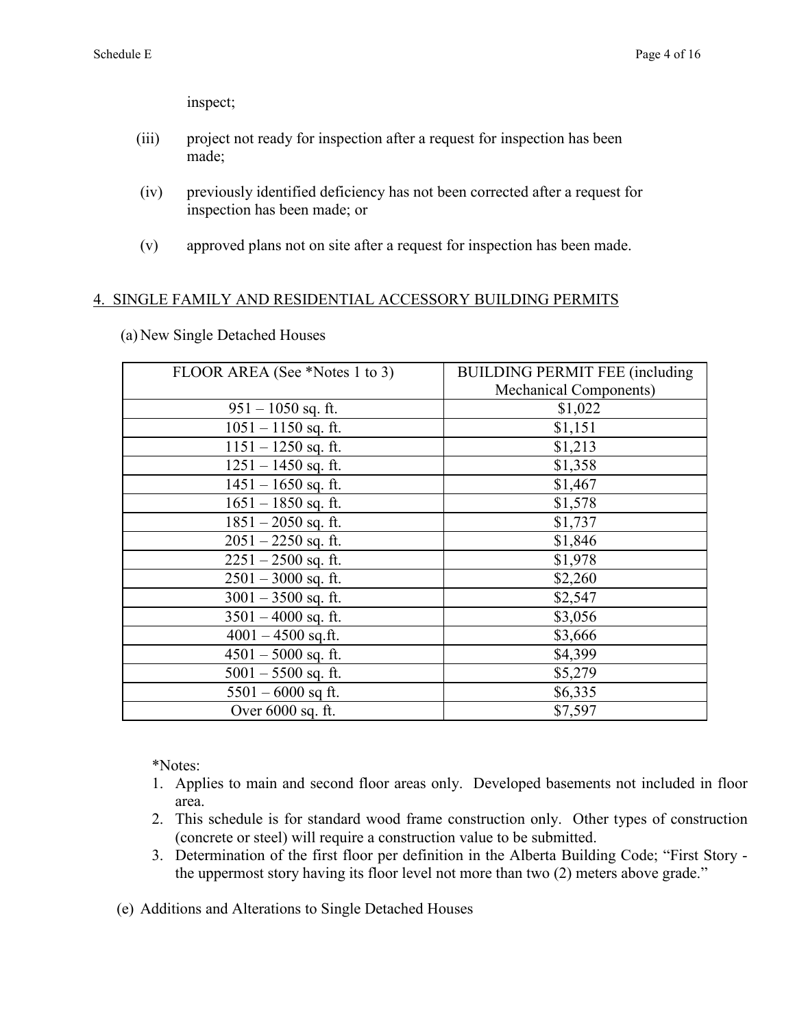inspect;

(iii) project not ready for inspection after a request for inspection has been made;

(iv) previously identified deficiency has not been corrected after a request for inspection has been made; or

(v) approved plans not on site after a request for inspection has been made.

## 4. SINGLE FAMILY AND RESIDENTIAL ACCESSORY BUILDING PERMITS

(a) New Single Detached Houses

| FLOOR AREA (See *Notes 1 to 3) | BUILDING PERMIT FEE (including Mechanical Components) |
|---|---|
| 951 – 1050 sq. ft. | $1,022 |
| 1051 – 1150 sq. ft. | $1,151 |
| 1151 – 1250 sq. ft. | $1,213 |
| 1251 – 1450 sq. ft. | $1,358 |
| 1451 – 1650 sq. ft. | $1,467 |
| 1651 – 1850 sq. ft. | $1,578 |
| 1851 – 2050 sq. ft. | $1,737 |
| 2051 – 2250 sq. ft. | $1,846 |
| 2251 – 2500 sq. ft. | $1,978 |
| 2501 – 3000 sq. ft. | $2,260 |
| 3001 – 3500 sq. ft. | $2,547 |
| 3501 – 4000 sq. ft. | $3,056 |
| 4001 – 4500 sq.ft. | $3,666 |
| 4501 – 5000 sq. ft. | $4,399 |
| 5001 – 5500 sq. ft. | $5,279 |
| 5501 – 6000 sq ft. | $6,335 |
| Over 6000 sq. ft. | $7,597 |

*Notes:

1. Applies to main and second floor areas only. Developed basements not included in floor area.
2. This schedule is for standard wood frame construction only. Other types of construction (concrete or steel) will require a construction value to be submitted.
3. Determination of the first floor per definition in the Alberta Building Code; "First Story - the uppermost story having its floor level not more than two (2) meters above grade."

(e) Additions and Alterations to Single Detached Houses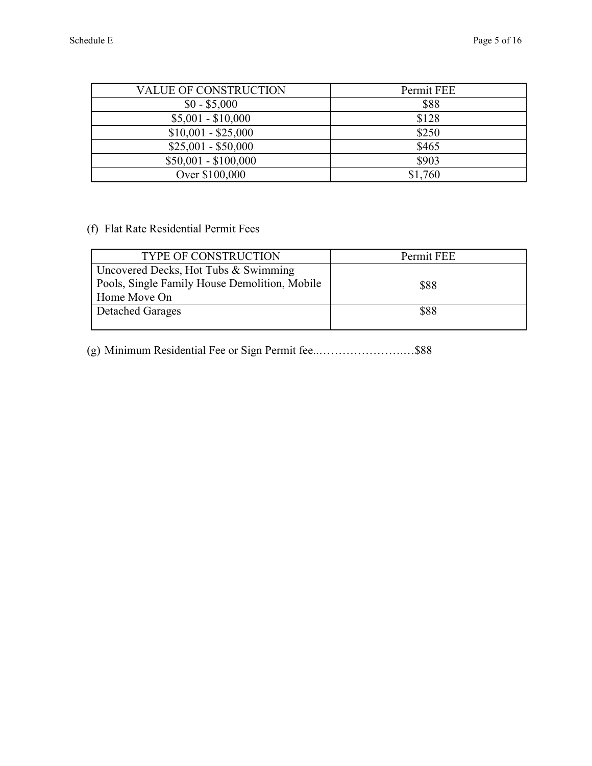| VALUE OF CONSTRUCTION | Permit FEE |
|---|---|
| $0 - $5,000 | $88 |
| $5,001 - $10,000 | $128 |
| $10,001 - $25,000 | $250 |
| $25,001 - $50,000 | $465 |
| $50,001 - $100,000 | $903 |
| Over $100,000 | $1,760 |

(f) Flat Rate Residential Permit Fees

| TYPE OF CONSTRUCTION | Permit FEE |
|---|---|
| Uncovered Decks, Hot Tubs & Swimming Pools, Single Family House Demolition, Mobile Home Move On | $88 |
| Detached Garages | $88 |

(g) Minimum Residential Fee or Sign Permit fee..…………………..…$88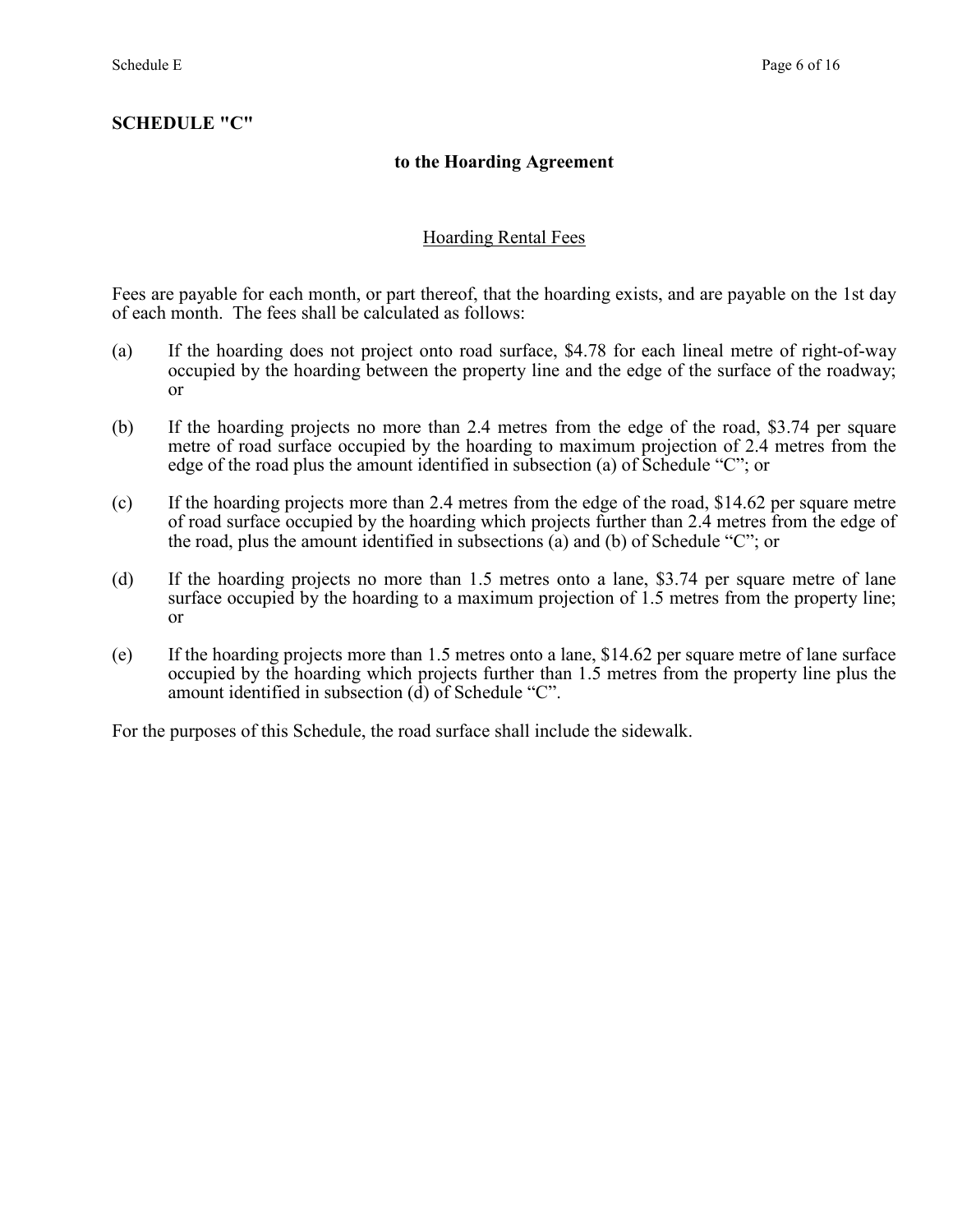## SCHEDULE "C"

### to the Hoarding Agreement

Hoarding Rental Fees

Fees are payable for each month, or part thereof, that the hoarding exists, and are payable on the 1st day of each month. The fees shall be calculated as follows:

(a) If the hoarding does not project onto road surface, $4.78 for each lineal metre of right-of-way occupied by the hoarding between the property line and the edge of the surface of the roadway; or

(b) If the hoarding projects no more than 2.4 metres from the edge of the road, $3.74 per square metre of road surface occupied by the hoarding to maximum projection of 2.4 metres from the edge of the road plus the amount identified in subsection (a) of Schedule "C"; or

(c) If the hoarding projects more than 2.4 metres from the edge of the road, $14.62 per square metre of road surface occupied by the hoarding which projects further than 2.4 metres from the edge of the road, plus the amount identified in subsections (a) and (b) of Schedule "C"; or

(d) If the hoarding projects no more than 1.5 metres onto a lane, $3.74 per square metre of lane surface occupied by the hoarding to a maximum projection of 1.5 metres from the property line; or

(e) If the hoarding projects more than 1.5 metres onto a lane, $14.62 per square metre of lane surface occupied by the hoarding which projects further than 1.5 metres from the property line plus the amount identified in subsection (d) of Schedule "C".

For the purposes of this Schedule, the road surface shall include the sidewalk.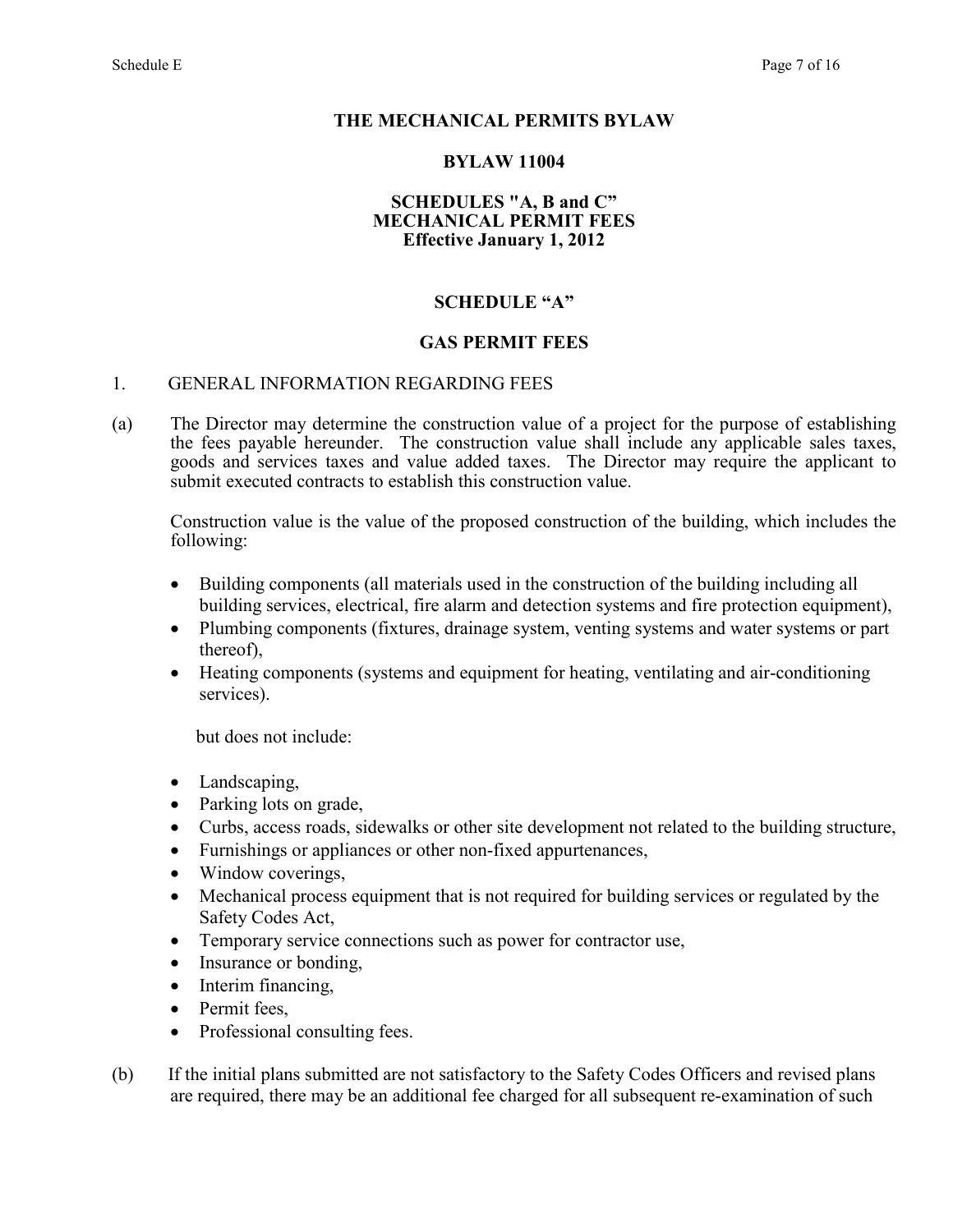# THE MECHANICAL PERMITS BYLAW

## BYLAW 11004

## SCHEDULES "A, B and C" MECHANICAL PERMIT FEES Effective January 1, 2012

## SCHEDULE "A"

## GAS PERMIT FEES

1. GENERAL INFORMATION REGARDING FEES

(a) The Director may determine the construction value of a project for the purpose of establishing the fees payable hereunder. The construction value shall include any applicable sales taxes, goods and services taxes and value added taxes. The Director may require the applicant to submit executed contracts to establish this construction value.

Construction value is the value of the proposed construction of the building, which includes the following:

- Building components (all materials used in the construction of the building including all building services, electrical, fire alarm and detection systems and fire protection equipment),
- Plumbing components (fixtures, drainage system, venting systems and water systems or part thereof),
- Heating components (systems and equipment for heating, ventilating and air-conditioning services).

but does not include:

- Landscaping,
- Parking lots on grade,
- Curbs, access roads, sidewalks or other site development not related to the building structure,
- Furnishings or appliances or other non-fixed appurtenances,
- Window coverings,
- Mechanical process equipment that is not required for building services or regulated by the Safety Codes Act,
- Temporary service connections such as power for contractor use,
- Insurance or bonding,
- Interim financing,
- Permit fees,
- Professional consulting fees.

(b) If the initial plans submitted are not satisfactory to the Safety Codes Officers and revised plans are required, there may be an additional fee charged for all subsequent re-examination of such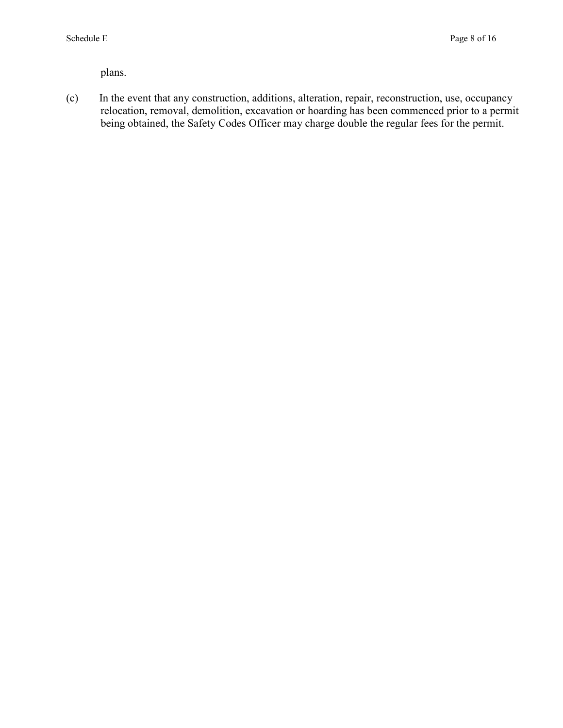plans.

(c) In the event that any construction, additions, alteration, repair, reconstruction, use, occupancy relocation, removal, demolition, excavation or hoarding has been commenced prior to a permit being obtained, the Safety Codes Officer may charge double the regular fees for the permit.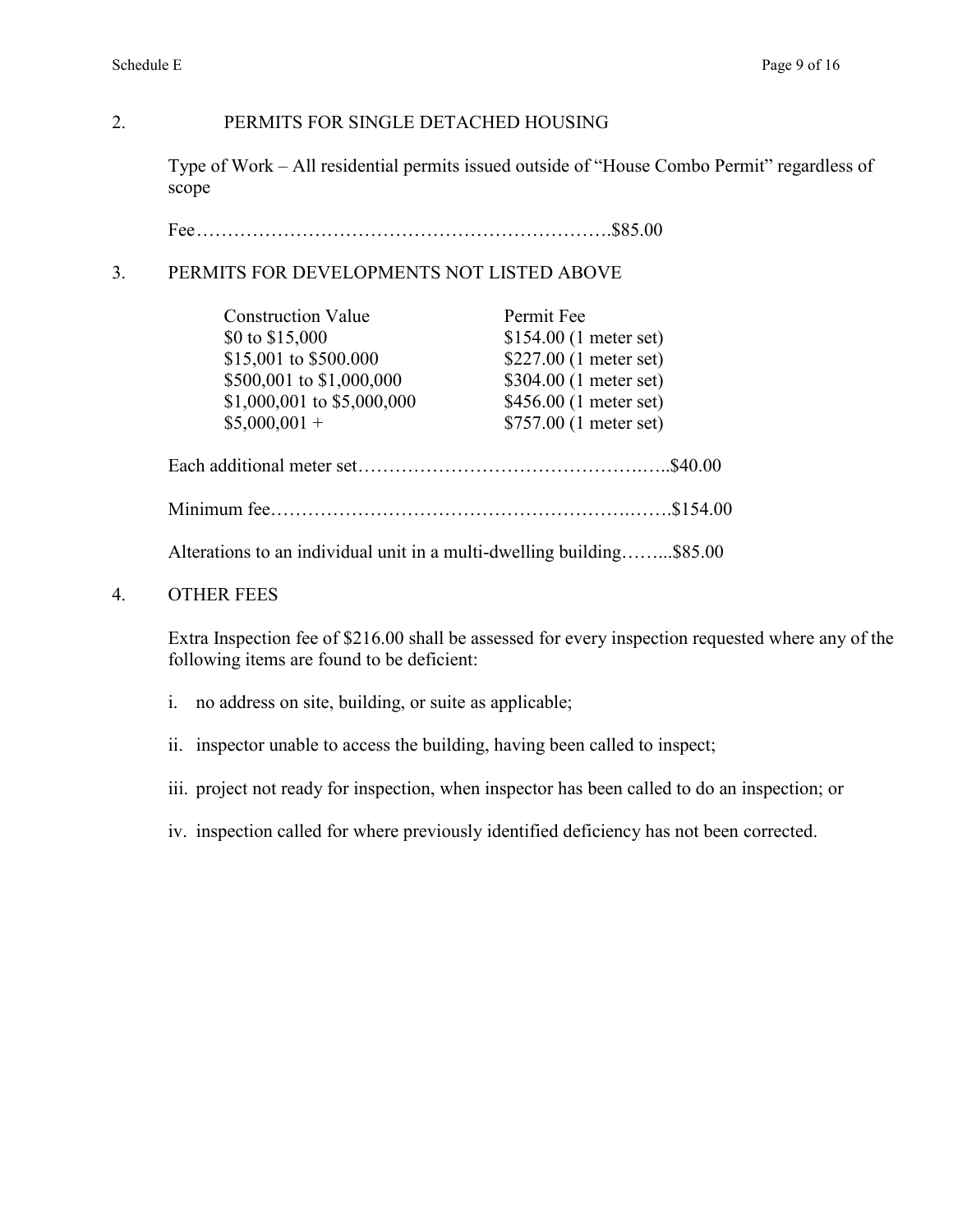## 2. PERMITS FOR SINGLE DETACHED HOUSING

Type of Work – All residential permits issued outside of "House Combo Permit" regardless of scope

Fee………………………………………………………….$85.00

## 3. PERMITS FOR DEVELOPMENTS NOT LISTED ABOVE

| Construction Value | Permit Fee |
|---|---|
| $0 to $15,000 | $154.00 (1 meter set) |
| $15,001 to $500.000 | $227.00 (1 meter set) |
| $500,001 to $1,000,000 | $304.00 (1 meter set) |
| $1,000,001 to $5,000,000 | $456.00 (1 meter set) |
| $5,000,001 + | $757.00 (1 meter set) |

Each additional meter set……………………………………….…..$40.00

Minimum fee………………………………………………….…….$154.00

Alterations to an individual unit in a multi-dwelling building……...$85.00

## 4. OTHER FEES

Extra Inspection fee of $216.00 shall be assessed for every inspection requested where any of the following items are found to be deficient:

i. no address on site, building, or suite as applicable;

ii. inspector unable to access the building, having been called to inspect;

iii. project not ready for inspection, when inspector has been called to do an inspection; or

iv. inspection called for where previously identified deficiency has not been corrected.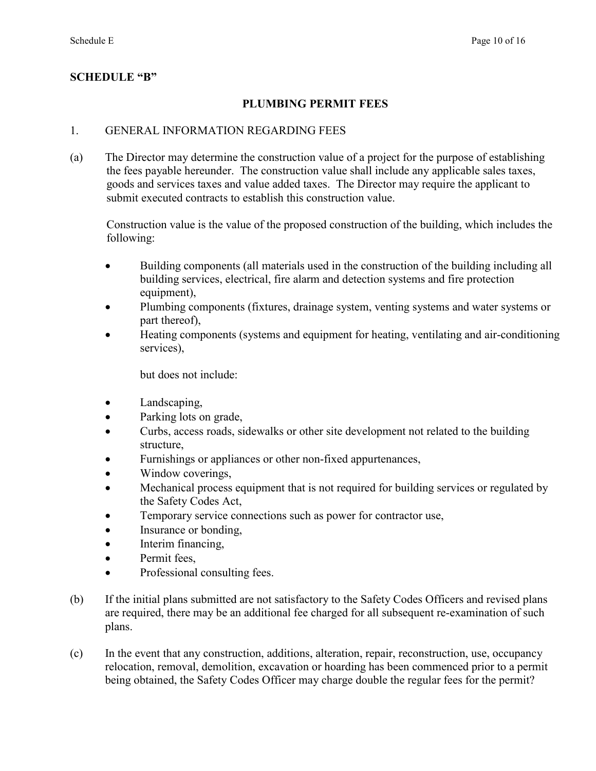**SCHEDULE "B"**

## PLUMBING PERMIT FEES

1. GENERAL INFORMATION REGARDING FEES

(a) The Director may determine the construction value of a project for the purpose of establishing the fees payable hereunder. The construction value shall include any applicable sales taxes, goods and services taxes and value added taxes. The Director may require the applicant to submit executed contracts to establish this construction value.

Construction value is the value of the proposed construction of the building, which includes the following:

- Building components (all materials used in the construction of the building including all building services, electrical, fire alarm and detection systems and fire protection equipment),
- Plumbing components (fixtures, drainage system, venting systems and water systems or part thereof),
- Heating components (systems and equipment for heating, ventilating and air-conditioning services),

but does not include:

- Landscaping,
- Parking lots on grade,
- Curbs, access roads, sidewalks or other site development not related to the building structure,
- Furnishings or appliances or other non-fixed appurtenances,
- Window coverings,
- Mechanical process equipment that is not required for building services or regulated by the Safety Codes Act,
- Temporary service connections such as power for contractor use,
- Insurance or bonding,
- Interim financing,
- Permit fees,
- Professional consulting fees.

(b) If the initial plans submitted are not satisfactory to the Safety Codes Officers and revised plans are required, there may be an additional fee charged for all subsequent re-examination of such plans.

(c) In the event that any construction, additions, alteration, repair, reconstruction, use, occupancy relocation, removal, demolition, excavation or hoarding has been commenced prior to a permit being obtained, the Safety Codes Officer may charge double the regular fees for the permit?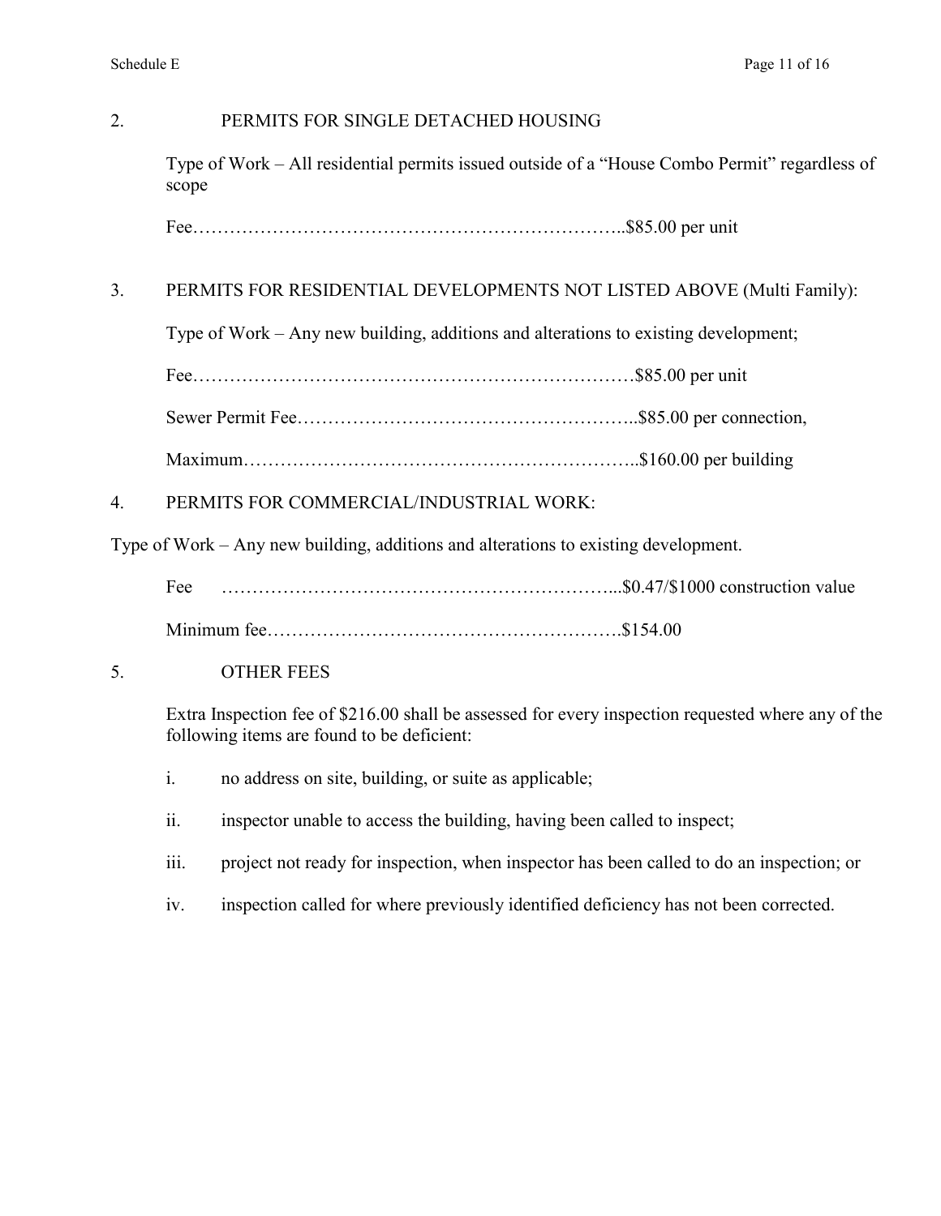2. PERMITS FOR SINGLE DETACHED HOUSING

Type of Work – All residential permits issued outside of a "House Combo Permit" regardless of scope

Fee…………………………………………………………..$85.00 per unit

3. PERMITS FOR RESIDENTIAL DEVELOPMENTS NOT LISTED ABOVE (Multi Family):

Type of Work – Any new building, additions and alterations to existing development;

Fee……………………………………………………………$85.00 per unit

Sewer Permit Fee………………………………………………..$85.00 per connection,

Maximum………………………………………………………..$160.00 per building

4. PERMITS FOR COMMERCIAL/INDUSTRIAL WORK:

Type of Work – Any new building, additions and alterations to existing development.

Fee ………………………………………………………...$0.47/$1000 construction value

Minimum fee………………………………………………….$154.00

5. OTHER FEES

Extra Inspection fee of $216.00 shall be assessed for every inspection requested where any of the following items are found to be deficient:

i. no address on site, building, or suite as applicable;

ii. inspector unable to access the building, having been called to inspect;

iii. project not ready for inspection, when inspector has been called to do an inspection; or

iv. inspection called for where previously identified deficiency has not been corrected.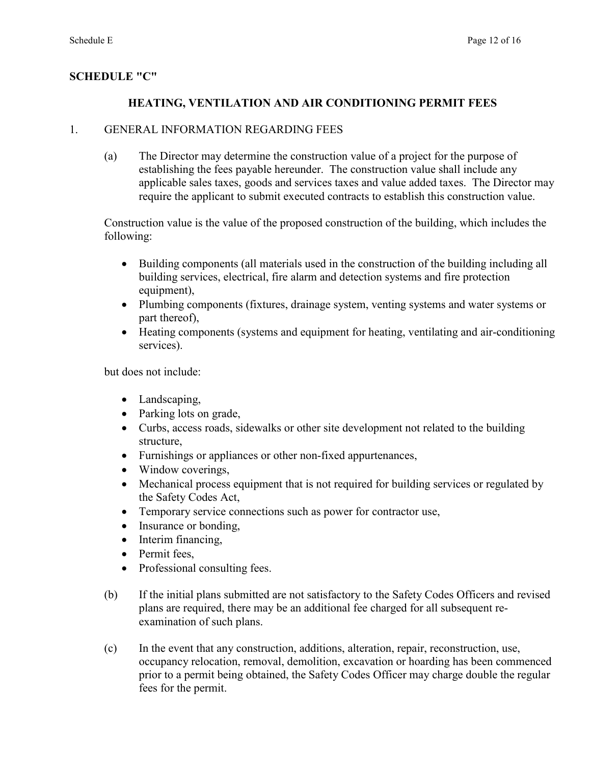**SCHEDULE "C"**

## HEATING, VENTILATION AND AIR CONDITIONING PERMIT FEES

1. GENERAL INFORMATION REGARDING FEES

   (a) The Director may determine the construction value of a project for the purpose of establishing the fees payable hereunder. The construction value shall include any applicable sales taxes, goods and services taxes and value added taxes. The Director may require the applicant to submit executed contracts to establish this construction value.

   Construction value is the value of the proposed construction of the building, which includes the following:

   - Building components (all materials used in the construction of the building including all building services, electrical, fire alarm and detection systems and fire protection equipment),
   - Plumbing components (fixtures, drainage system, venting systems and water systems or part thereof),
   - Heating components (systems and equipment for heating, ventilating and air-conditioning services).

   but does not include:

   - Landscaping,
   - Parking lots on grade,
   - Curbs, access roads, sidewalks or other site development not related to the building structure,
   - Furnishings or appliances or other non-fixed appurtenances,
   - Window coverings,
   - Mechanical process equipment that is not required for building services or regulated by the Safety Codes Act,
   - Temporary service connections such as power for contractor use,
   - Insurance or bonding,
   - Interim financing,
   - Permit fees,
   - Professional consulting fees.

   (b) If the initial plans submitted are not satisfactory to the Safety Codes Officers and revised plans are required, there may be an additional fee charged for all subsequent re-examination of such plans.

   (c) In the event that any construction, additions, alteration, repair, reconstruction, use, occupancy relocation, removal, demolition, excavation or hoarding has been commenced prior to a permit being obtained, the Safety Codes Officer may charge double the regular fees for the permit.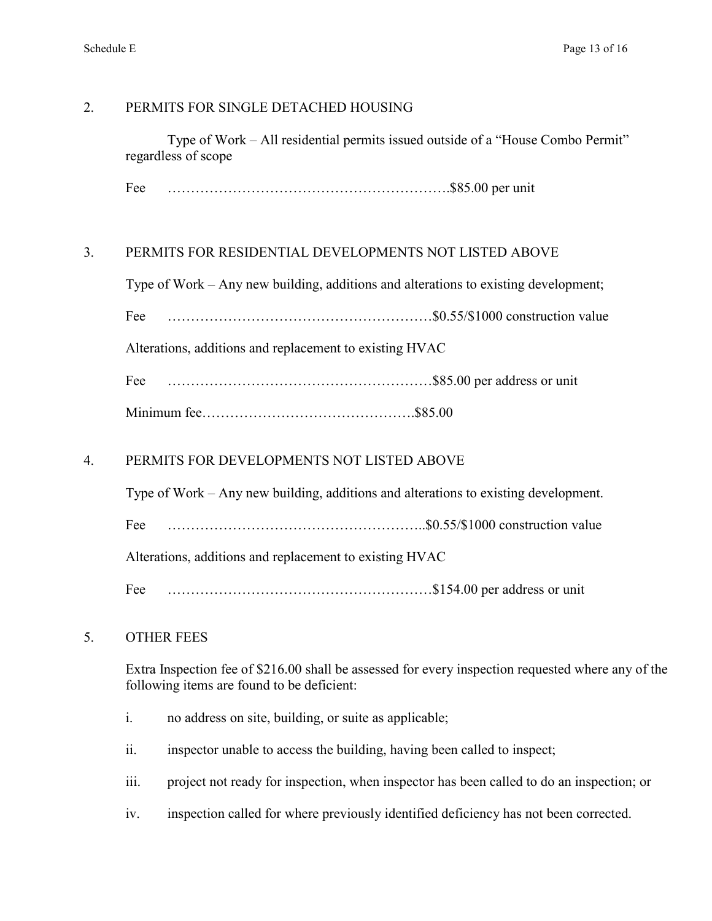## 2. PERMITS FOR SINGLE DETACHED HOUSING

Type of Work – All residential permits issued outside of a "House Combo Permit" regardless of scope

Fee ……………………………………………………. $85.00 per unit

## 3. PERMITS FOR RESIDENTIAL DEVELOPMENTS NOT LISTED ABOVE

Type of Work – Any new building, additions and alterations to existing development;

Fee ………………………………………………… $0.55/$1000 construction value

Alterations, additions and replacement to existing HVAC

Fee ………………………………………………… $85.00 per address or unit

Minimum fee………………………………………. $85.00

## 4. PERMITS FOR DEVELOPMENTS NOT LISTED ABOVE

Type of Work – Any new building, additions and alterations to existing development.

Fee ……………………………………………….. $0.55/$1000 construction value

Alterations, additions and replacement to existing HVAC

Fee ………………………………………………… $154.00 per address or unit

## 5. OTHER FEES

Extra Inspection fee of $216.00 shall be assessed for every inspection requested where any of the following items are found to be deficient:

i. no address on site, building, or suite as applicable;

ii. inspector unable to access the building, having been called to inspect;

iii. project not ready for inspection, when inspector has been called to do an inspection; or

iv. inspection called for where previously identified deficiency has not been corrected.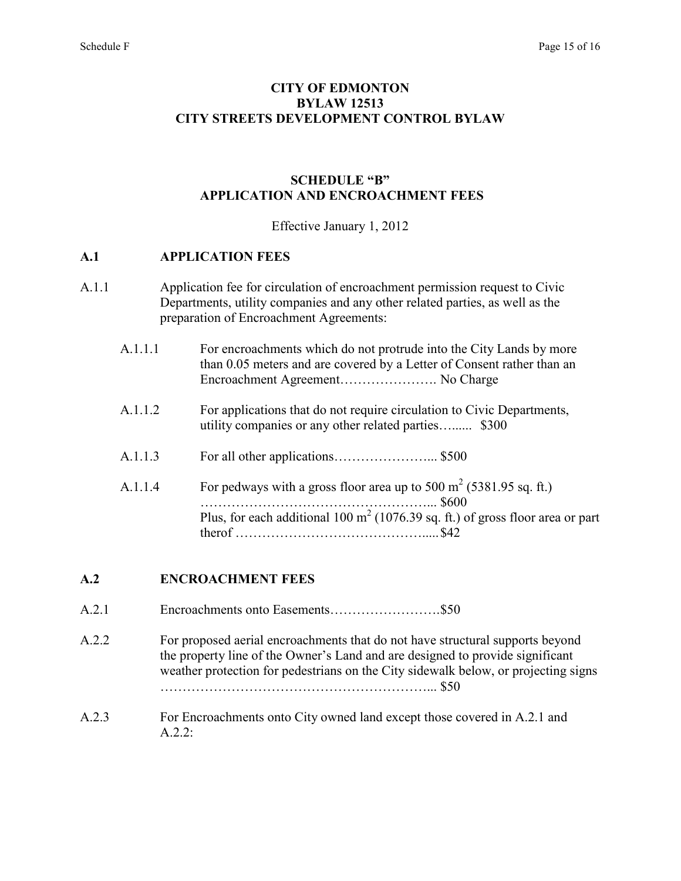# CITY OF EDMONTON
# BYLAW 12513
# CITY STREETS DEVELOPMENT CONTROL BYLAW

## SCHEDULE "B"
## APPLICATION AND ENCROACHMENT FEES

Effective January 1, 2012

### A.1 APPLICATION FEES

A.1.1 Application fee for circulation of encroachment permission request to Civic Departments, utility companies and any other related parties, as well as the preparation of Encroachment Agreements:

- A.1.1.1 For encroachments which do not protrude into the City Lands by more than 0.05 meters and are covered by a Letter of Consent rather than an Encroachment Agreement…………………. No Charge

- A.1.1.2 For applications that do not require circulation to Civic Departments, utility companies or any other related parties…..... $300

- A.1.1.3 For all other applications…………………... $500

- A.1.1.4 For pedways with a gross floor area up to 500 $m^2$ (5381.95 sq. ft.) …………………………………………... $600
  Plus, for each additional 100 $m^2$ (1076.39 sq. ft.) of gross floor area or part therof …………………………………..... $42

### A.2 ENCROACHMENT FEES

A.2.1 Encroachments onto Easements…………………….$50

A.2.2 For proposed aerial encroachments that do not have structural supports beyond the property line of the Owner's Land and are designed to provide significant weather protection for pedestrians on the City sidewalk below, or projecting signs …………………………………………………... $50

A.2.3 For Encroachments onto City owned land except those covered in A.2.1 and A.2.2: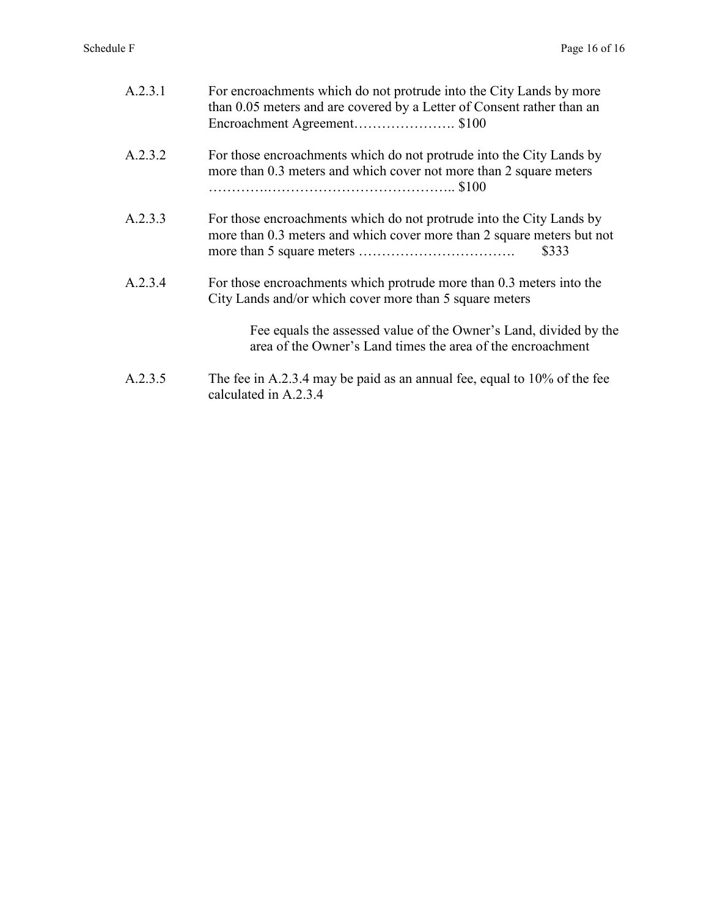A.2.3.1 For encroachments which do not protrude into the City Lands by more than 0.05 meters and are covered by a Letter of Consent rather than an Encroachment Agreement…………………. $100

A.2.3.2 For those encroachments which do not protrude into the City Lands by more than 0.3 meters and which cover not more than 2 square meters …………..………………………………….. $100

A.2.3.3 For those encroachments which do not protrude into the City Lands by more than 0.3 meters and which cover more than 2 square meters but not more than 5 square meters ……………………………. $333

A.2.3.4 For those encroachments which protrude more than 0.3 meters into the City Lands and/or which cover more than 5 square meters

Fee equals the assessed value of the Owner's Land, divided by the area of the Owner's Land times the area of the encroachment

A.2.3.5 The fee in A.2.3.4 may be paid as an annual fee, equal to 10% of the fee calculated in A.2.3.4